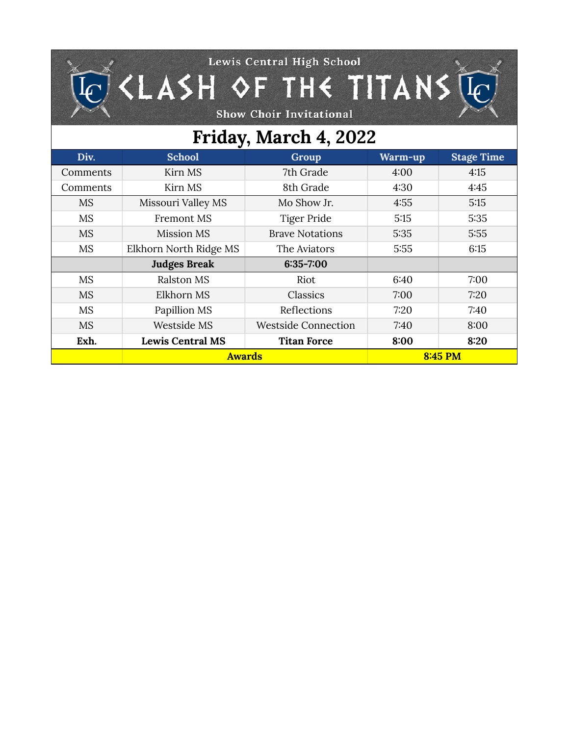Lewis Central High School

# CLASH OF THE TITANS

Show Choir Invitational

## Friday, March 4, 2022

| Div. | School | Group | Warm-up | Stage Time |
|---|---|---|---|---|
| Comments | Kirn MS | 7th Grade | 4:00 | 4:15 |
| Comments | Kirn MS | 8th Grade | 4:30 | 4:45 |
| MS | Missouri Valley MS | Mo Show Jr. | 4:55 | 5:15 |
| MS | Fremont MS | Tiger Pride | 5:15 | 5:35 |
| MS | Mission MS | Brave Notations | 5:35 | 5:55 |
| MS | Elkhorn North Ridge MS | The Aviators | 5:55 | 6:15 |
| | **Judges Break** | **6:35-7:00** | | |
| MS | Ralston MS | Riot | 6:40 | 7:00 |
| MS | Elkhorn MS | Classics | 7:00 | 7:20 |
| MS | Papillion MS | Reflections | 7:20 | 7:40 |
| MS | Westside MS | Westside Connection | 7:40 | 8:00 |
| **Exh.** | **Lewis Central MS** | **Titan Force** | **8:00** | **8:20** |
| | **Awards** | | **8:45 PM** | |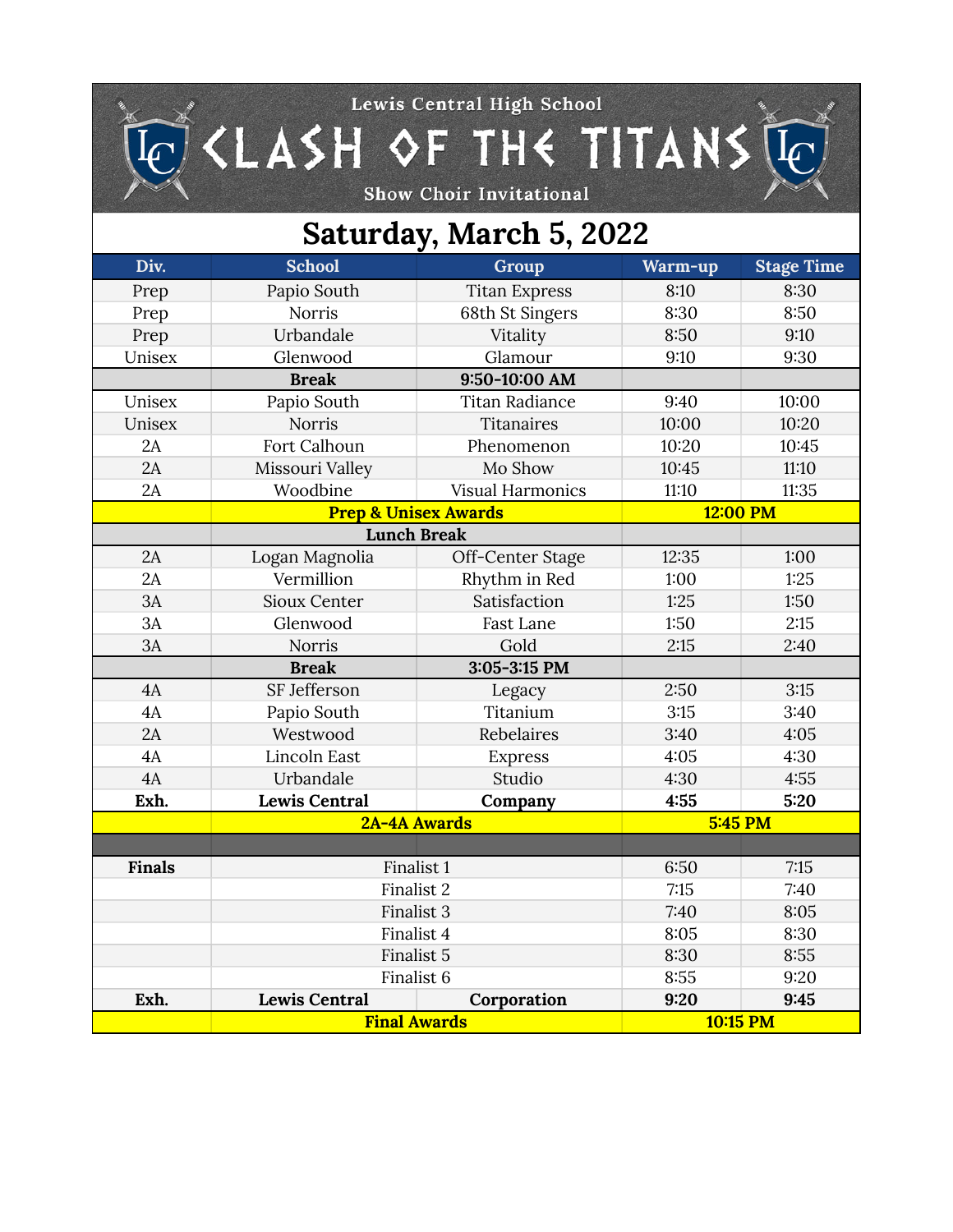Lewis Central High School

# CLASH OF THE TITANS

Show Choir Invitational

## Saturday, March 5, 2022

| Div. | School | Group | Warm-up | Stage Time |
|---|---|---|---|---|
| Prep | Papio South | Titan Express | 8:10 | 8:30 |
| Prep | Norris | 68th St Singers | 8:30 | 8:50 |
| Prep | Urbandale | Vitality | 8:50 | 9:10 |
| Unisex | Glenwood | Glamour | 9:10 | 9:30 |
| | **Break** | **9:50-10:00 AM** | | |
| Unisex | Papio South | Titan Radiance | 9:40 | 10:00 |
| Unisex | Norris | Titanaires | 10:00 | 10:20 |
| 2A | Fort Calhoun | Phenomenon | 10:20 | 10:45 |
| 2A | Missouri Valley | Mo Show | 10:45 | 11:10 |
| 2A | Woodbine | Visual Harmonics | 11:10 | 11:35 |
| | **Prep & Unisex Awards** | | **12:00 PM** | |
| | **Lunch Break** | | | |
| 2A | Logan Magnolia | Off-Center Stage | 12:35 | 1:00 |
| 2A | Vermillion | Rhythm in Red | 1:00 | 1:25 |
| 3A | Sioux Center | Satisfaction | 1:25 | 1:50 |
| 3A | Glenwood | Fast Lane | 1:50 | 2:15 |
| 3A | Norris | Gold | 2:15 | 2:40 |
| | **Break** | **3:05-3:15 PM** | | |
| 4A | SF Jefferson | Legacy | 2:50 | 3:15 |
| 4A | Papio South | Titanium | 3:15 | 3:40 |
| 2A | Westwood | Rebelaires | 3:40 | 4:05 |
| 4A | Lincoln East | Express | 4:05 | 4:30 |
| 4A | Urbandale | Studio | 4:30 | 4:55 |
| **Exh.** | **Lewis Central** | **Company** | **4:55** | **5:20** |
| | **2A-4A Awards** | | **5:45 PM** | |
| | | | | |
| **Finals** | Finalist 1 | | 6:50 | 7:15 |
| | Finalist 2 | | 7:15 | 7:40 |
| | Finalist 3 | | 7:40 | 8:05 |
| | Finalist 4 | | 8:05 | 8:30 |
| | Finalist 5 | | 8:30 | 8:55 |
| | Finalist 6 | | 8:55 | 9:20 |
| **Exh.** | **Lewis Central** | **Corporation** | **9:20** | **9:45** |
| | **Final Awards** | | **10:15 PM** | |